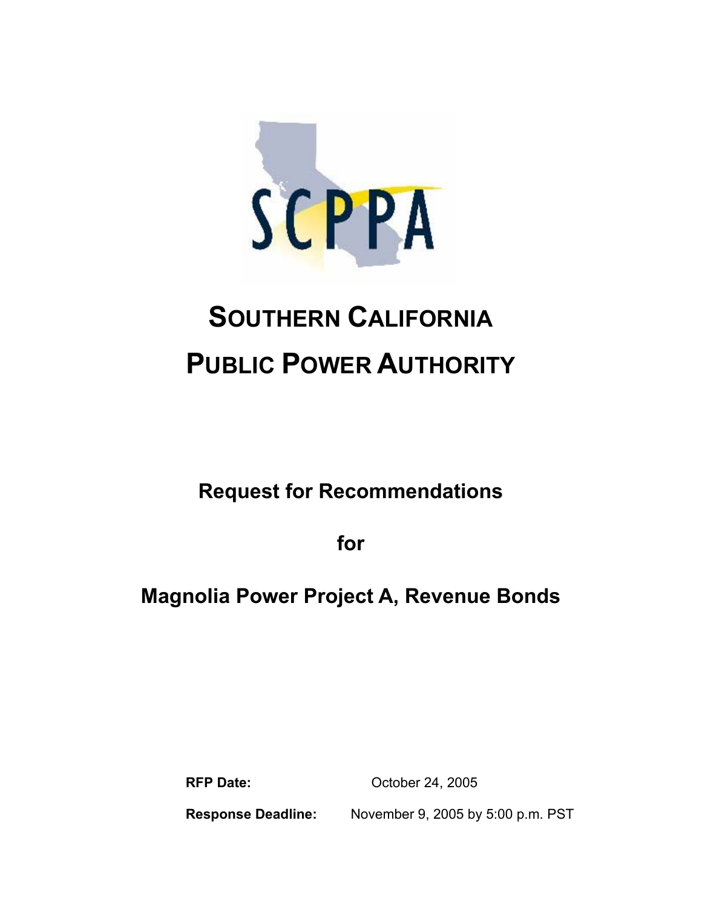SCPPA

# SOUTHERN CALIFORNIA PUBLIC POWER AUTHORITY

## Request for Recommendations

## for

## Magnolia Power Project A, Revenue Bonds

**RFP Date:** October 24, 2005

**Response Deadline:** November 9, 2005 by 5:00 p.m. PST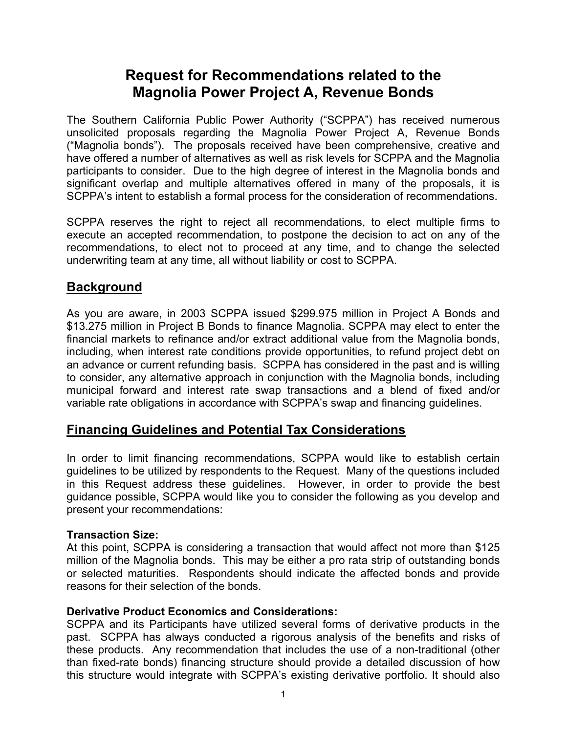# Request for Recommendations related to the Magnolia Power Project A, Revenue Bonds

The Southern California Public Power Authority ("SCPPA") has received numerous unsolicited proposals regarding the Magnolia Power Project A, Revenue Bonds ("Magnolia bonds"). The proposals received have been comprehensive, creative and have offered a number of alternatives as well as risk levels for SCPPA and the Magnolia participants to consider. Due to the high degree of interest in the Magnolia bonds and significant overlap and multiple alternatives offered in many of the proposals, it is SCPPA's intent to establish a formal process for the consideration of recommendations.

SCPPA reserves the right to reject all recommendations, to elect multiple firms to execute an accepted recommendation, to postpone the decision to act on any of the recommendations, to elect not to proceed at any time, and to change the selected underwriting team at any time, all without liability or cost to SCPPA.

## Background

As you are aware, in 2003 SCPPA issued $299.975 million in Project A Bonds and $13.275 million in Project B Bonds to finance Magnolia. SCPPA may elect to enter the financial markets to refinance and/or extract additional value from the Magnolia bonds, including, when interest rate conditions provide opportunities, to refund project debt on an advance or current refunding basis. SCPPA has considered in the past and is willing to consider, any alternative approach in conjunction with the Magnolia bonds, including municipal forward and interest rate swap transactions and a blend of fixed and/or variable rate obligations in accordance with SCPPA's swap and financing guidelines.

## Financing Guidelines and Potential Tax Considerations

In order to limit financing recommendations, SCPPA would like to establish certain guidelines to be utilized by respondents to the Request. Many of the questions included in this Request address these guidelines. However, in order to provide the best guidance possible, SCPPA would like you to consider the following as you develop and present your recommendations:

**Transaction Size:**
At this point, SCPPA is considering a transaction that would affect not more than $125 million of the Magnolia bonds. This may be either a pro rata strip of outstanding bonds or selected maturities. Respondents should indicate the affected bonds and provide reasons for their selection of the bonds.

**Derivative Product Economics and Considerations:**
SCPPA and its Participants have utilized several forms of derivative products in the past. SCPPA has always conducted a rigorous analysis of the benefits and risks of these products. Any recommendation that includes the use of a non-traditional (other than fixed-rate bonds) financing structure should provide a detailed discussion of how this structure would integrate with SCPPA's existing derivative portfolio. It should also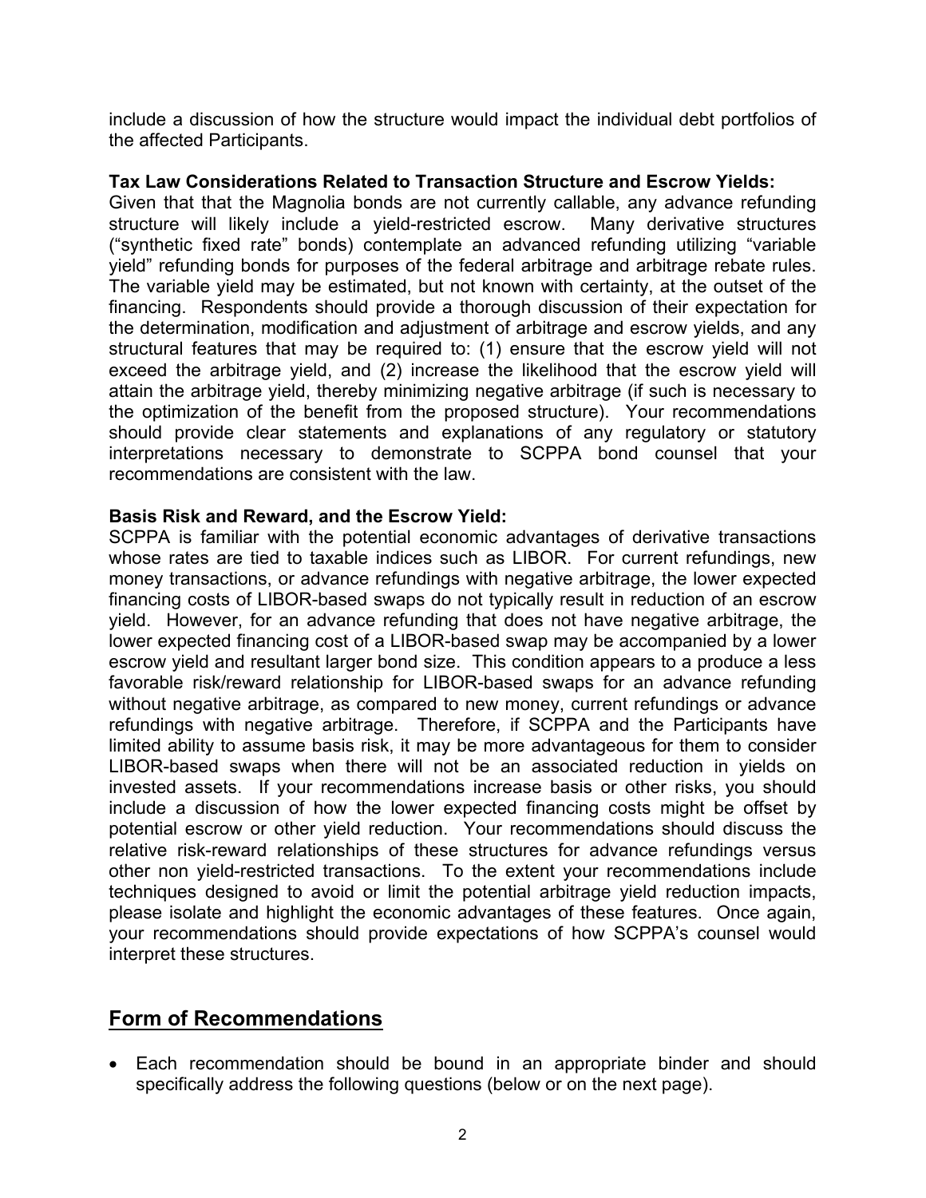include a discussion of how the structure would impact the individual debt portfolios of the affected Participants.

**Tax Law Considerations Related to Transaction Structure and Escrow Yields:**
Given that that the Magnolia bonds are not currently callable, any advance refunding structure will likely include a yield-restricted escrow. Many derivative structures ("synthetic fixed rate" bonds) contemplate an advanced refunding utilizing "variable yield" refunding bonds for purposes of the federal arbitrage and arbitrage rebate rules. The variable yield may be estimated, but not known with certainty, at the outset of the financing. Respondents should provide a thorough discussion of their expectation for the determination, modification and adjustment of arbitrage and escrow yields, and any structural features that may be required to: (1) ensure that the escrow yield will not exceed the arbitrage yield, and (2) increase the likelihood that the escrow yield will attain the arbitrage yield, thereby minimizing negative arbitrage (if such is necessary to the optimization of the benefit from the proposed structure). Your recommendations should provide clear statements and explanations of any regulatory or statutory interpretations necessary to demonstrate to SCPPA bond counsel that your recommendations are consistent with the law.

**Basis Risk and Reward, and the Escrow Yield:**
SCPPA is familiar with the potential economic advantages of derivative transactions whose rates are tied to taxable indices such as LIBOR. For current refundings, new money transactions, or advance refundings with negative arbitrage, the lower expected financing costs of LIBOR-based swaps do not typically result in reduction of an escrow yield. However, for an advance refunding that does not have negative arbitrage, the lower expected financing cost of a LIBOR-based swap may be accompanied by a lower escrow yield and resultant larger bond size. This condition appears to a produce a less favorable risk/reward relationship for LIBOR-based swaps for an advance refunding without negative arbitrage, as compared to new money, current refundings or advance refundings with negative arbitrage. Therefore, if SCPPA and the Participants have limited ability to assume basis risk, it may be more advantageous for them to consider LIBOR-based swaps when there will not be an associated reduction in yields on invested assets. If your recommendations increase basis or other risks, you should include a discussion of how the lower expected financing costs might be offset by potential escrow or other yield reduction. Your recommendations should discuss the relative risk-reward relationships of these structures for advance refundings versus other non yield-restricted transactions. To the extent your recommendations include techniques designed to avoid or limit the potential arbitrage yield reduction impacts, please isolate and highlight the economic advantages of these features. Once again, your recommendations should provide expectations of how SCPPA's counsel would interpret these structures.

## Form of Recommendations

- Each recommendation should be bound in an appropriate binder and should specifically address the following questions (below or on the next page).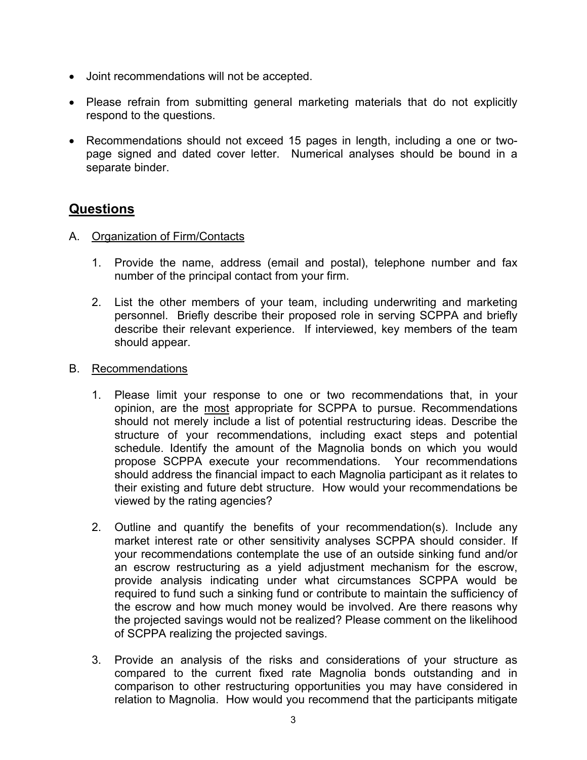- Joint recommendations will not be accepted.
- Please refrain from submitting general marketing materials that do not explicitly respond to the questions.
- Recommendations should not exceed 15 pages in length, including a one or two-page signed and dated cover letter. Numerical analyses should be bound in a separate binder.

## Questions

A. Organization of Firm/Contacts

1. Provide the name, address (email and postal), telephone number and fax number of the principal contact from your firm.
2. List the other members of your team, including underwriting and marketing personnel. Briefly describe their proposed role in serving SCPPA and briefly describe their relevant experience. If interviewed, key members of the team should appear.

B. Recommendations

1. Please limit your response to one or two recommendations that, in your opinion, are the most appropriate for SCPPA to pursue. Recommendations should not merely include a list of potential restructuring ideas. Describe the structure of your recommendations, including exact steps and potential schedule. Identify the amount of the Magnolia bonds on which you would propose SCPPA execute your recommendations. Your recommendations should address the financial impact to each Magnolia participant as it relates to their existing and future debt structure. How would your recommendations be viewed by the rating agencies?
2. Outline and quantify the benefits of your recommendation(s). Include any market interest rate or other sensitivity analyses SCPPA should consider. If your recommendations contemplate the use of an outside sinking fund and/or an escrow restructuring as a yield adjustment mechanism for the escrow, provide analysis indicating under what circumstances SCPPA would be required to fund such a sinking fund or contribute to maintain the sufficiency of the escrow and how much money would be involved. Are there reasons why the projected savings would not be realized? Please comment on the likelihood of SCPPA realizing the projected savings.
3. Provide an analysis of the risks and considerations of your structure as compared to the current fixed rate Magnolia bonds outstanding and in comparison to other restructuring opportunities you may have considered in relation to Magnolia. How would you recommend that the participants mitigate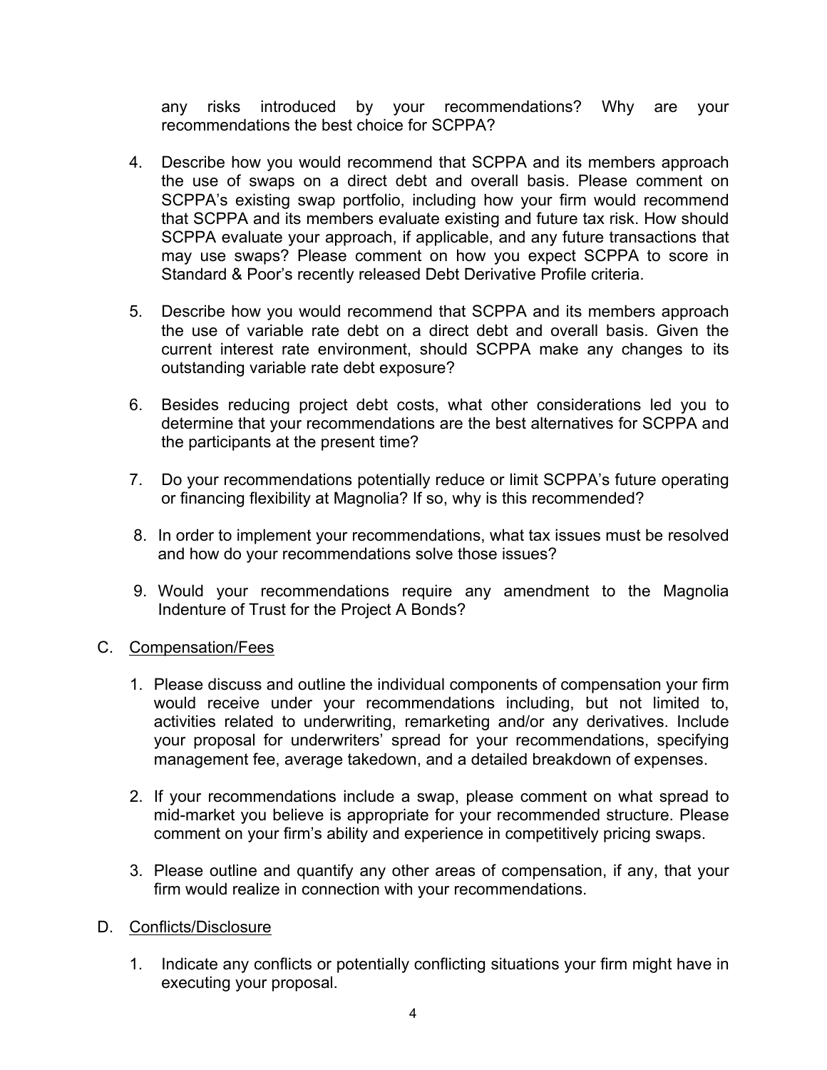any risks introduced by your recommendations? Why are your recommendations the best choice for SCPPA?

4. Describe how you would recommend that SCPPA and its members approach the use of swaps on a direct debt and overall basis. Please comment on SCPPA's existing swap portfolio, including how your firm would recommend that SCPPA and its members evaluate existing and future tax risk. How should SCPPA evaluate your approach, if applicable, and any future transactions that may use swaps? Please comment on how you expect SCPPA to score in Standard & Poor's recently released Debt Derivative Profile criteria.

5. Describe how you would recommend that SCPPA and its members approach the use of variable rate debt on a direct debt and overall basis. Given the current interest rate environment, should SCPPA make any changes to its outstanding variable rate debt exposure?

6. Besides reducing project debt costs, what other considerations led you to determine that your recommendations are the best alternatives for SCPPA and the participants at the present time?

7. Do your recommendations potentially reduce or limit SCPPA's future operating or financing flexibility at Magnolia? If so, why is this recommended?

8. In order to implement your recommendations, what tax issues must be resolved and how do your recommendations solve those issues?

9. Would your recommendations require any amendment to the Magnolia Indenture of Trust for the Project A Bonds?

C. Compensation/Fees

1. Please discuss and outline the individual components of compensation your firm would receive under your recommendations including, but not limited to, activities related to underwriting, remarketing and/or any derivatives. Include your proposal for underwriters' spread for your recommendations, specifying management fee, average takedown, and a detailed breakdown of expenses.

2. If your recommendations include a swap, please comment on what spread to mid-market you believe is appropriate for your recommended structure. Please comment on your firm's ability and experience in competitively pricing swaps.

3. Please outline and quantify any other areas of compensation, if any, that your firm would realize in connection with your recommendations.

D. Conflicts/Disclosure

1. Indicate any conflicts or potentially conflicting situations your firm might have in executing your proposal.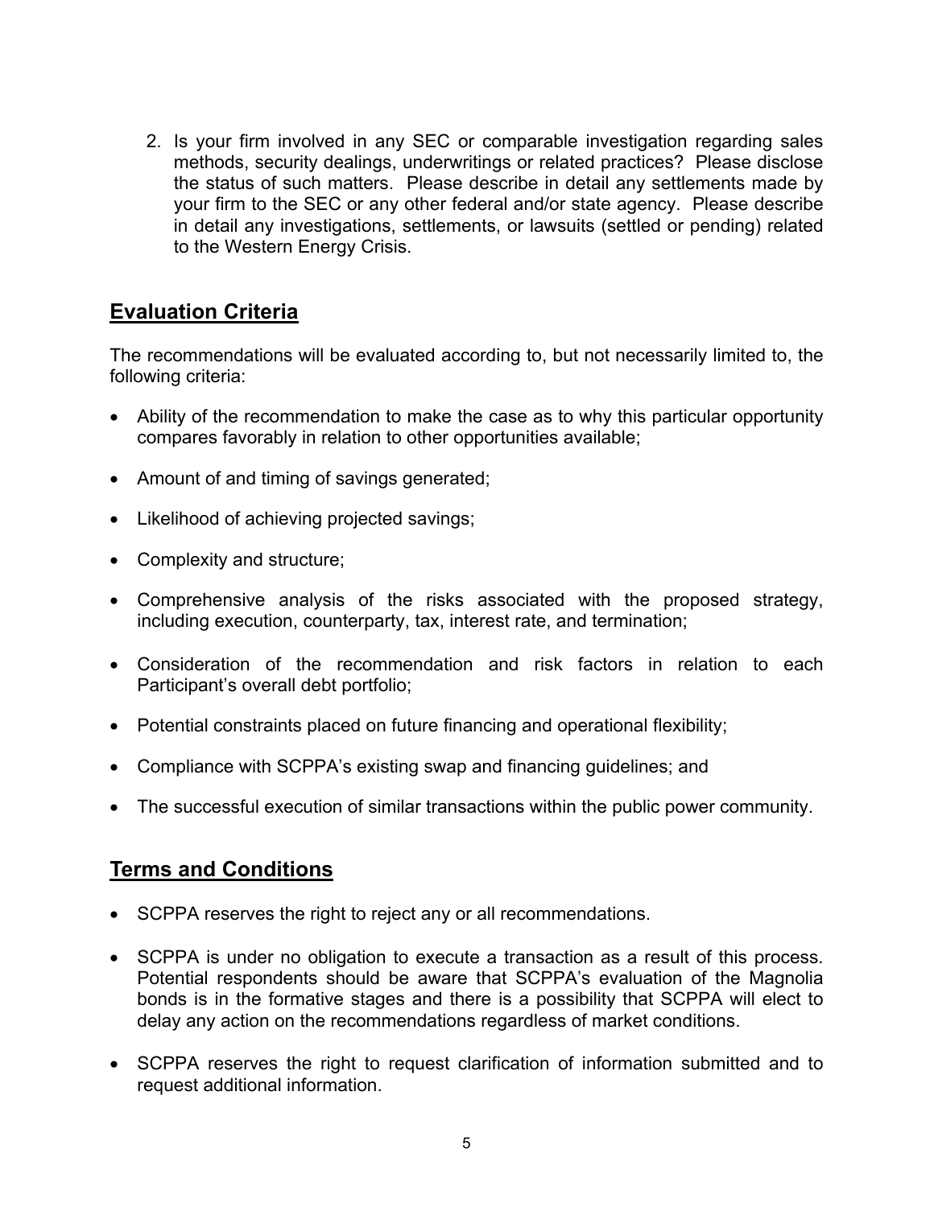2. Is your firm involved in any SEC or comparable investigation regarding sales methods, security dealings, underwritings or related practices? Please disclose the status of such matters. Please describe in detail any settlements made by your firm to the SEC or any other federal and/or state agency. Please describe in detail any investigations, settlements, or lawsuits (settled or pending) related to the Western Energy Crisis.

## Evaluation Criteria

The recommendations will be evaluated according to, but not necessarily limited to, the following criteria:

- Ability of the recommendation to make the case as to why this particular opportunity compares favorably in relation to other opportunities available;
- Amount of and timing of savings generated;
- Likelihood of achieving projected savings;
- Complexity and structure;
- Comprehensive analysis of the risks associated with the proposed strategy, including execution, counterparty, tax, interest rate, and termination;
- Consideration of the recommendation and risk factors in relation to each Participant's overall debt portfolio;
- Potential constraints placed on future financing and operational flexibility;
- Compliance with SCPPA's existing swap and financing guidelines; and
- The successful execution of similar transactions within the public power community.

## Terms and Conditions

- SCPPA reserves the right to reject any or all recommendations.
- SCPPA is under no obligation to execute a transaction as a result of this process. Potential respondents should be aware that SCPPA's evaluation of the Magnolia bonds is in the formative stages and there is a possibility that SCPPA will elect to delay any action on the recommendations regardless of market conditions.
- SCPPA reserves the right to request clarification of information submitted and to request additional information.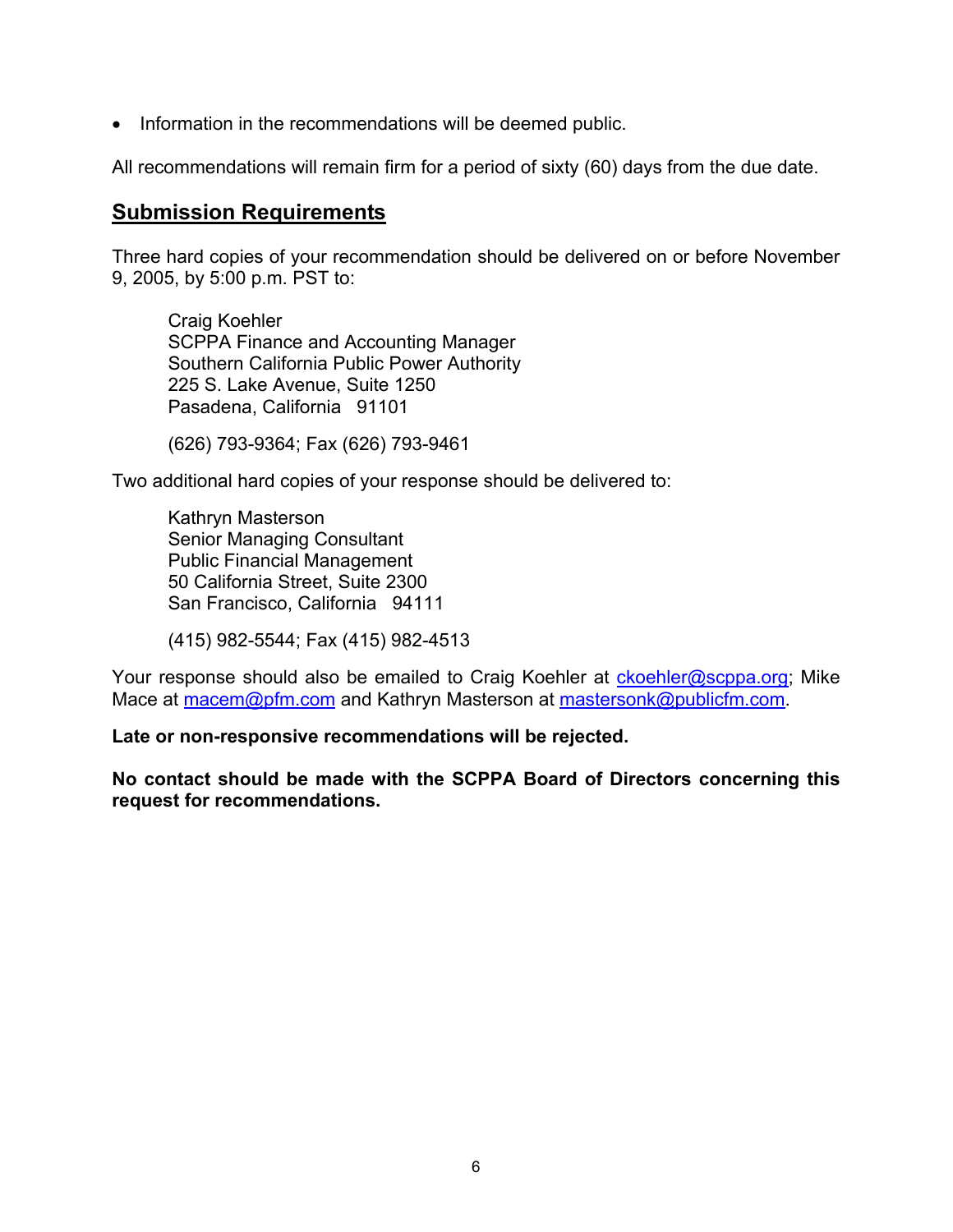- Information in the recommendations will be deemed public.

All recommendations will remain firm for a period of sixty (60) days from the due date.

## Submission Requirements

Three hard copies of your recommendation should be delivered on or before November 9, 2005, by 5:00 p.m. PST to:

Craig Koehler
SCPPA Finance and Accounting Manager
Southern California Public Power Authority
225 S. Lake Avenue, Suite 1250
Pasadena, California 91101

(626) 793-9364; Fax (626) 793-9461

Two additional hard copies of your response should be delivered to:

Kathryn Masterson
Senior Managing Consultant
Public Financial Management
50 California Street, Suite 2300
San Francisco, California 94111

(415) 982-5544; Fax (415) 982-4513

Your response should also be emailed to Craig Koehler at ckoehler@scppa.org; Mike Mace at macem@pfm.com and Kathryn Masterson at mastersonk@publicfm.com.

**Late or non-responsive recommendations will be rejected.**

**No contact should be made with the SCPPA Board of Directors concerning this request for recommendations.**